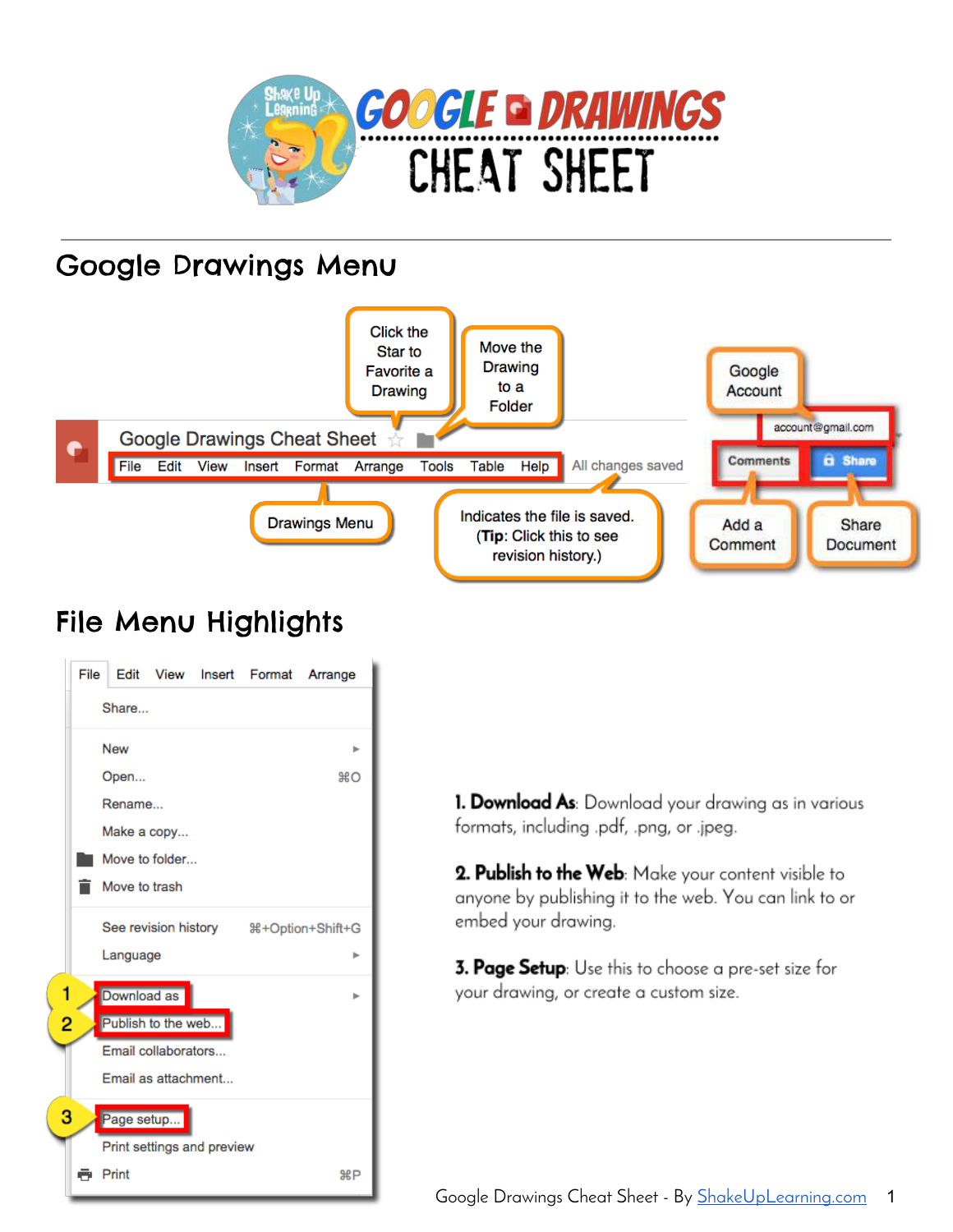# Google Drawings Cheat Sheet

## Google Drawings Menu

Click the Star to Favorite a Drawing

Move the Drawing to a Folder

Google Account

Drawings Menu

Indicates the file is saved. (**Tip**: Click this to see revision history.)

Add a Comment

Share Document

## File Menu Highlights

**1. Download As**: Download your drawing as in various formats, including .pdf, .png, or .jpeg.

**2. Publish to the Web**: Make your content visible to anyone by publishing it to the web. You can link to or embed your drawing.

**3. Page Setup**: Use this to choose a pre-set size for your drawing, or create a custom size.

Google Drawings Cheat Sheet - By [ShakeUpLearning.com](ShakeUpLearning.com)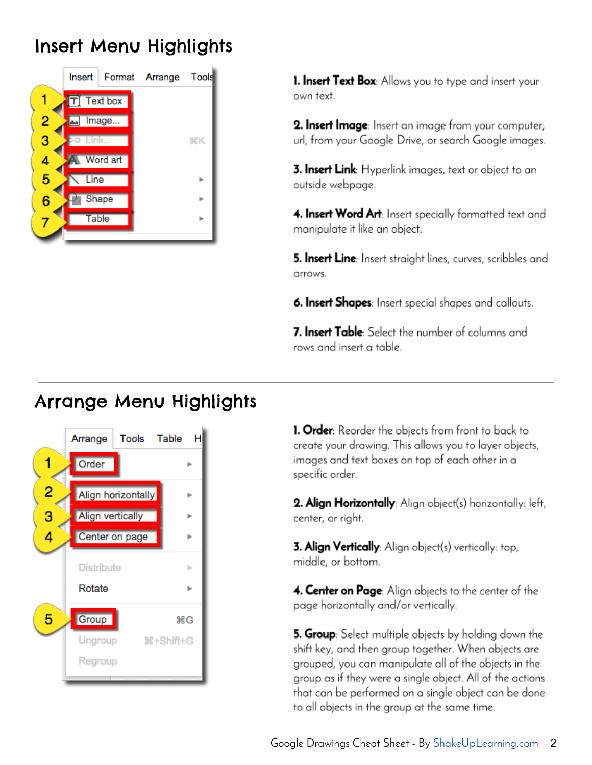## Insert Menu Highlights

**1. Insert Text Box**: Allows you to type and insert your own text.

**2. Insert Image**: Insert an image from your computer, url, from your Google Drive, or search Google images.

**3. Insert Link**: Hyperlink images, text or object to an outside webpage.

**4. Insert Word Art**: Insert specially formatted text and manipulate it like an object.

**5. Insert Line**: Insert straight lines, curves, scribbles and arrows.

**6. Insert Shapes**: Insert special shapes and callouts.

**7. Insert Table**: Select the number of columns and rows and insert a table.

---

## Arrange Menu Highlights

**1. Order**: Reorder the objects from front to back to create your drawing. This allows you to layer objects, images and text boxes on top of each other in a specific order.

**2. Align Horizontally**: Align object(s) horizontally: left, center, or right.

**3. Align Vertically**: Align object(s) vertically: top, middle, or bottom.

**4. Center on Page**: Align objects to the center of the page horizontally and/or vertically.

**5. Group**: Select multiple objects by holding down the shift key, and then group together. When objects are grouped, you can manipulate all of the objects in the group as if they were a single object. All of the actions that can be performed on a single object can be done to all objects in the group at the same time.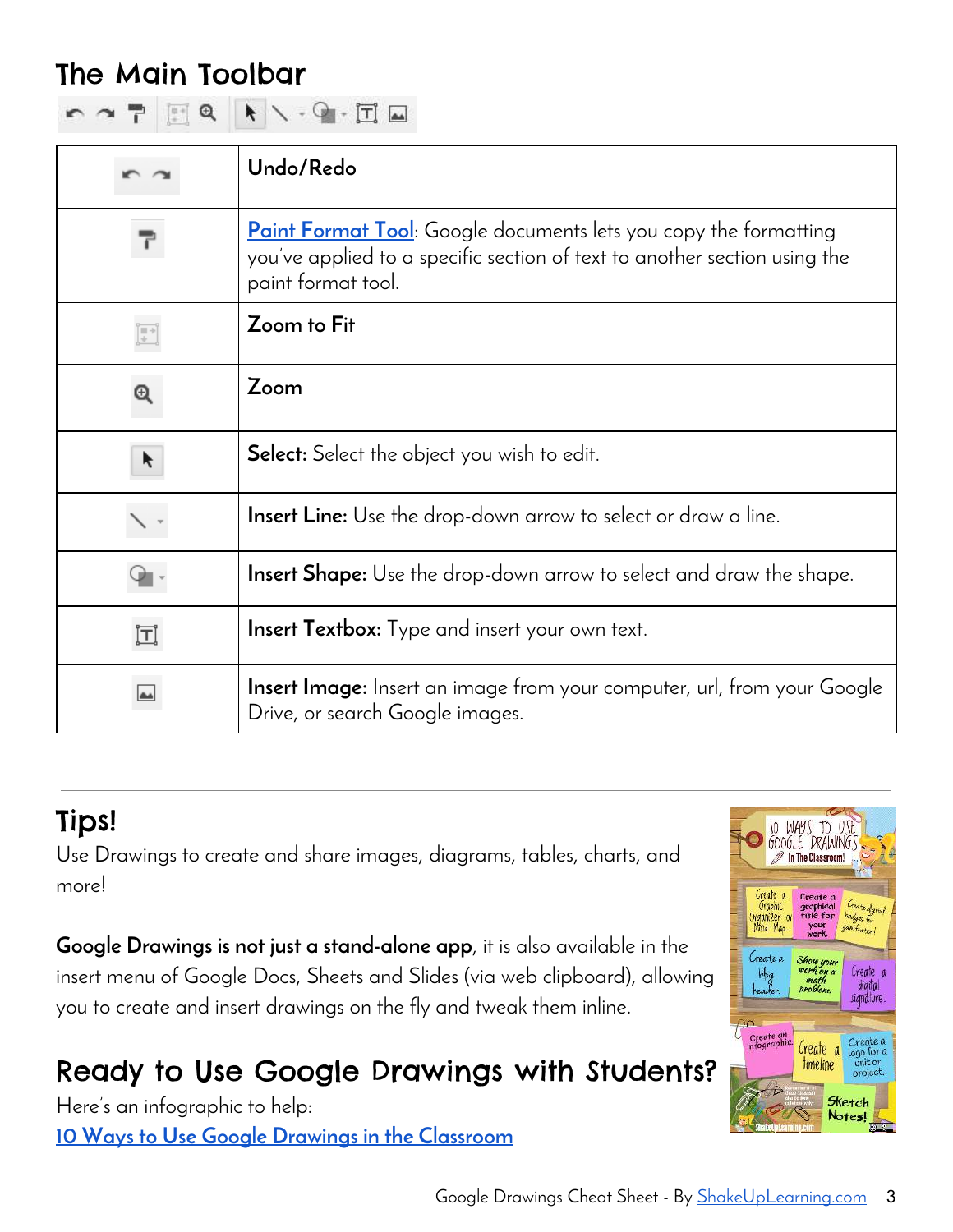# The Main Toolbar

| | |
|---|---|
| | **Undo/Redo** |
| | [Paint Format Tool](): Google documents lets you copy the formatting you've applied to a specific section of text to another section using the paint format tool. |
| | **Zoom to Fit** |
| | **Zoom** |
| | **Select:** Select the object you wish to edit. |
| | **Insert Line:** Use the drop-down arrow to select or draw a line. |
| | **Insert Shape:** Use the drop-down arrow to select and draw the shape. |
| | **Insert Textbox:** Type and insert your own text. |
| | **Insert Image:** Insert an image from your computer, url, from your Google Drive, or search Google images. |

---

## Tips!

Use Drawings to create and share images, diagrams, tables, charts, and more!

**Google Drawings is not just a stand-alone app**, it is also available in the insert menu of Google Docs, Sheets and Slides (via web clipboard), allowing you to create and insert drawings on the fly and tweak them inline.

## Ready to Use Google Drawings with Students?

Here's an infographic to help:

[10 Ways to Use Google Drawings in the Classroom]()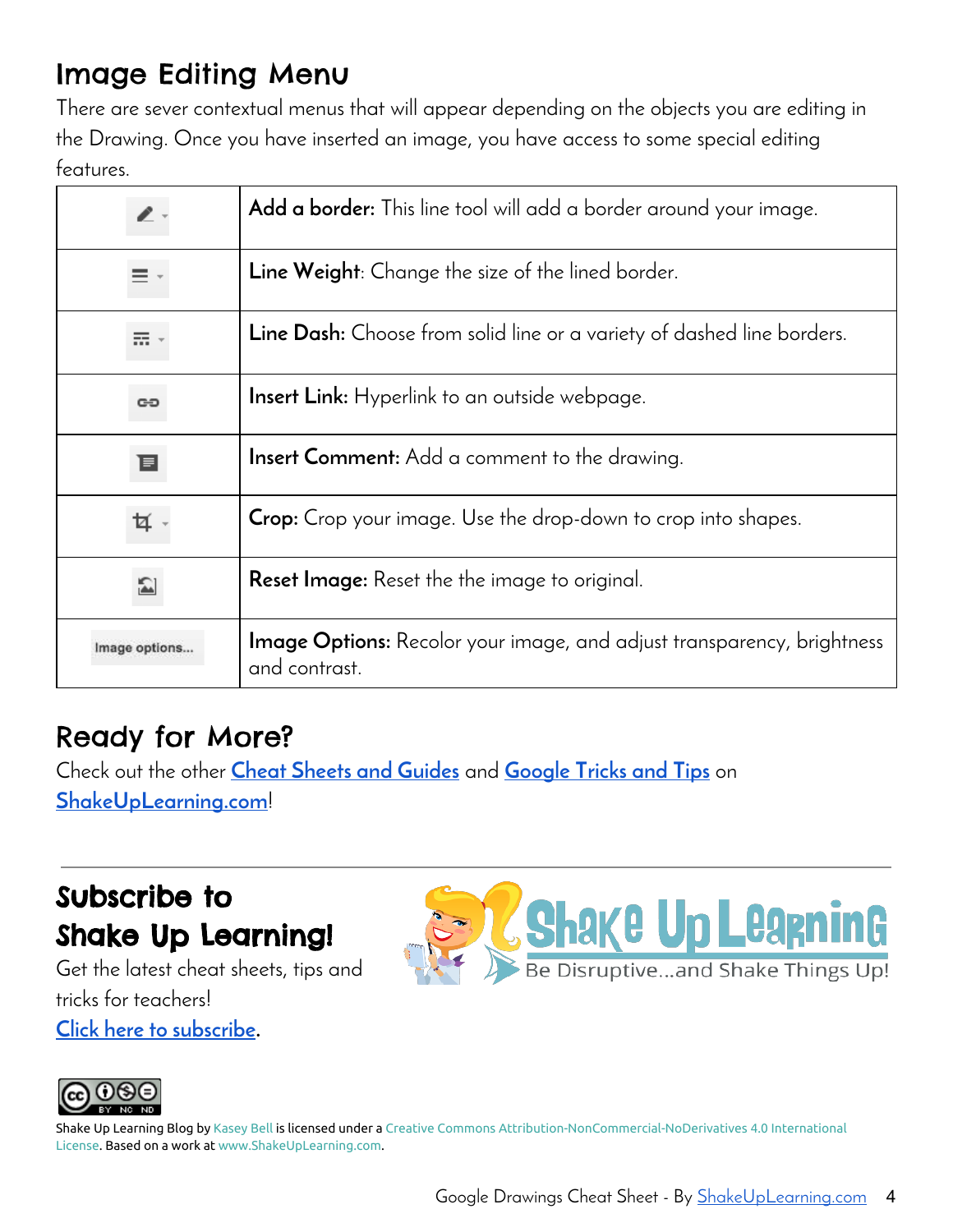## Image Editing Menu

There are sever contextual menus that will appear depending on the objects you are editing in the Drawing. Once you have inserted an image, you have access to some special editing features.

| | |
|---|---|
| | **Add a border:** This line tool will add a border around your image. |
| | **Line Weight**: Change the size of the lined border. |
| | **Line Dash:** Choose from solid line or a variety of dashed line borders. |
| | **Insert Link:** Hyperlink to an outside webpage. |
| | **Insert Comment:** Add a comment to the drawing. |
| | **Crop:** Crop your image. Use the drop-down to crop into shapes. |
| | **Reset Image:** Reset the the image to original. |
| Image options... | **Image Options:** Recolor your image, and adjust transparency, brightness and contrast. |

## Ready for More?

Check out the other Cheat Sheets and Guides and Google Tricks and Tips on ShakeUpLearning.com!

## Subscribe to Shake Up Learning!

Get the latest cheat sheets, tips and tricks for teachers!

Click here to subscribe.

Shake Up Learning
Be Disruptive...and Shake Things Up!

Shake Up Learning Blog by Kasey Bell is licensed under a Creative Commons Attribution-NonCommercial-NoDerivatives 4.0 International License. Based on a work at www.ShakeUpLearning.com.